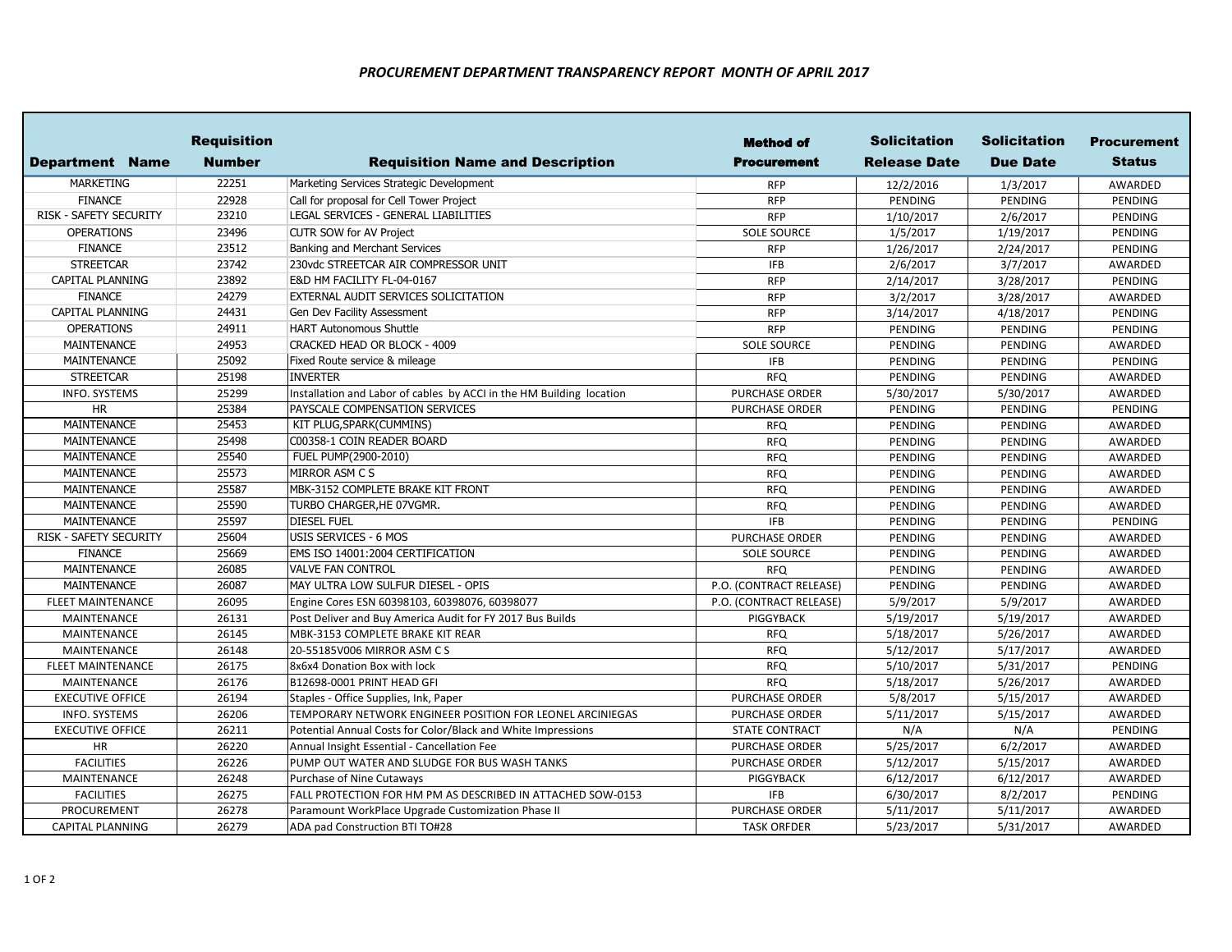# PROCUREMENT DEPARTMENT TRANSPARENCY REPORT MONTH OF APRIL 2017

| Department Name | Requisition Number | Requisition Name and Description | Method of Procurement | Solicitation Release Date | Solicitation Due Date | Procurement Status |
|---|---|---|---|---|---|---|
| MARKETING | 22251 | Marketing Services Strategic Development | RFP | 12/2/2016 | 1/3/2017 | AWARDED |
| FINANCE | 22928 | Call for proposal for Cell Tower Project | RFP | PENDING | PENDING | PENDING |
| RISK - SAFETY SECURITY | 23210 | LEGAL SERVICES - GENERAL LIABILITIES | RFP | 1/10/2017 | 2/6/2017 | PENDING |
| OPERATIONS | 23496 | CUTR SOW for AV Project | SOLE SOURCE | 1/5/2017 | 1/19/2017 | PENDING |
| FINANCE | 23512 | Banking and Merchant Services | RFP | 1/26/2017 | 2/24/2017 | PENDING |
| STREETCAR | 23742 | 230vdc STREETCAR AIR COMPRESSOR UNIT | IFB | 2/6/2017 | 3/7/2017 | AWARDED |
| CAPITAL PLANNING | 23892 | E&D HM FACILITY FL-04-0167 | RFP | 2/14/2017 | 3/28/2017 | PENDING |
| FINANCE | 24279 | EXTERNAL AUDIT SERVICES SOLICITATION | RFP | 3/2/2017 | 3/28/2017 | AWARDED |
| CAPITAL PLANNING | 24431 | Gen Dev Facility Assessment | RFP | 3/14/2017 | 4/18/2017 | PENDING |
| OPERATIONS | 24911 | HART Autonomous Shuttle | RFP | PENDING | PENDING | PENDING |
| MAINTENANCE | 24953 | CRACKED HEAD OR BLOCK - 4009 | SOLE SOURCE | PENDING | PENDING | AWARDED |
| MAINTENANCE | 25092 | Fixed Route service & mileage | IFB | PENDING | PENDING | PENDING |
| STREETCAR | 25198 | INVERTER | RFQ | PENDING | PENDING | AWARDED |
| INFO. SYSTEMS | 25299 | Installation and Labor of cables by ACCI in the HM Building location | PURCHASE ORDER | 5/30/2017 | 5/30/2017 | AWARDED |
| HR | 25384 | PAYSCALE COMPENSATION SERVICES | PURCHASE ORDER | PENDING | PENDING | PENDING |
| MAINTENANCE | 25453 | KIT PLUG,SPARK(CUMMINS) | RFQ | PENDING | PENDING | AWARDED |
| MAINTENANCE | 25498 | C00358-1 COIN READER BOARD | RFQ | PENDING | PENDING | AWARDED |
| MAINTENANCE | 25540 | FUEL PUMP(2900-2010) | RFQ | PENDING | PENDING | AWARDED |
| MAINTENANCE | 25573 | MIRROR ASM C S | RFQ | PENDING | PENDING | AWARDED |
| MAINTENANCE | 25587 | MBK-3152 COMPLETE BRAKE KIT FRONT | RFQ | PENDING | PENDING | AWARDED |
| MAINTENANCE | 25590 | TURBO CHARGER,HE 07VGMR. | RFQ | PENDING | PENDING | AWARDED |
| MAINTENANCE | 25597 | DIESEL FUEL | IFB | PENDING | PENDING | PENDING |
| RISK - SAFETY SECURITY | 25604 | USIS SERVICES - 6 MOS | PURCHASE ORDER | PENDING | PENDING | AWARDED |
| FINANCE | 25669 | EMS ISO 14001:2004 CERTIFICATION | SOLE SOURCE | PENDING | PENDING | AWARDED |
| MAINTENANCE | 26085 | VALVE FAN CONTROL | RFQ | PENDING | PENDING | AWARDED |
| MAINTENANCE | 26087 | MAY ULTRA LOW SULFUR DIESEL - OPIS | P.O. (CONTRACT RELEASE) | PENDING | PENDING | AWARDED |
| FLEET MAINTENANCE | 26095 | Engine Cores ESN 60398103, 60398076, 60398077 | P.O. (CONTRACT RELEASE) | 5/9/2017 | 5/9/2017 | AWARDED |
| MAINTENANCE | 26131 | Post Deliver and Buy America Audit for FY 2017 Bus Builds | PIGGYBACK | 5/19/2017 | 5/19/2017 | AWARDED |
| MAINTENANCE | 26145 | MBK-3153 COMPLETE BRAKE KIT REAR | RFQ | 5/18/2017 | 5/26/2017 | AWARDED |
| MAINTENANCE | 26148 | 20-55185V006 MIRROR ASM C S | RFQ | 5/12/2017 | 5/17/2017 | AWARDED |
| FLEET MAINTENANCE | 26175 | 8x6x4 Donation Box with lock | RFQ | 5/10/2017 | 5/31/2017 | PENDING |
| MAINTENANCE | 26176 | B12698-0001 PRINT HEAD GFI | RFQ | 5/18/2017 | 5/26/2017 | AWARDED |
| EXECUTIVE OFFICE | 26194 | Staples - Office Supplies, Ink, Paper | PURCHASE ORDER | 5/8/2017 | 5/15/2017 | AWARDED |
| INFO. SYSTEMS | 26206 | TEMPORARY NETWORK ENGINEER POSITION FOR LEONEL ARCINIEGAS | PURCHASE ORDER | 5/11/2017 | 5/15/2017 | AWARDED |
| EXECUTIVE OFFICE | 26211 | Potential Annual Costs for Color/Black and White Impressions | STATE CONTRACT | N/A | N/A | PENDING |
| HR | 26220 | Annual Insight Essential - Cancellation Fee | PURCHASE ORDER | 5/25/2017 | 6/2/2017 | AWARDED |
| FACILITIES | 26226 | PUMP OUT WATER AND SLUDGE FOR BUS WASH TANKS | PURCHASE ORDER | 5/12/2017 | 5/15/2017 | AWARDED |
| MAINTENANCE | 26248 | Purchase of Nine Cutaways | PIGGYBACK | 6/12/2017 | 6/12/2017 | AWARDED |
| FACILITIES | 26275 | FALL PROTECTION FOR HM PM AS DESCRIBED IN ATTACHED SOW-0153 | IFB | 6/30/2017 | 8/2/2017 | PENDING |
| PROCUREMENT | 26278 | Paramount WorkPlace Upgrade Customization Phase II | PURCHASE ORDER | 5/11/2017 | 5/11/2017 | AWARDED |
| CAPITAL PLANNING | 26279 | ADA pad Construction BTI TO#28 | TASK ORFDER | 5/23/2017 | 5/31/2017 | AWARDED |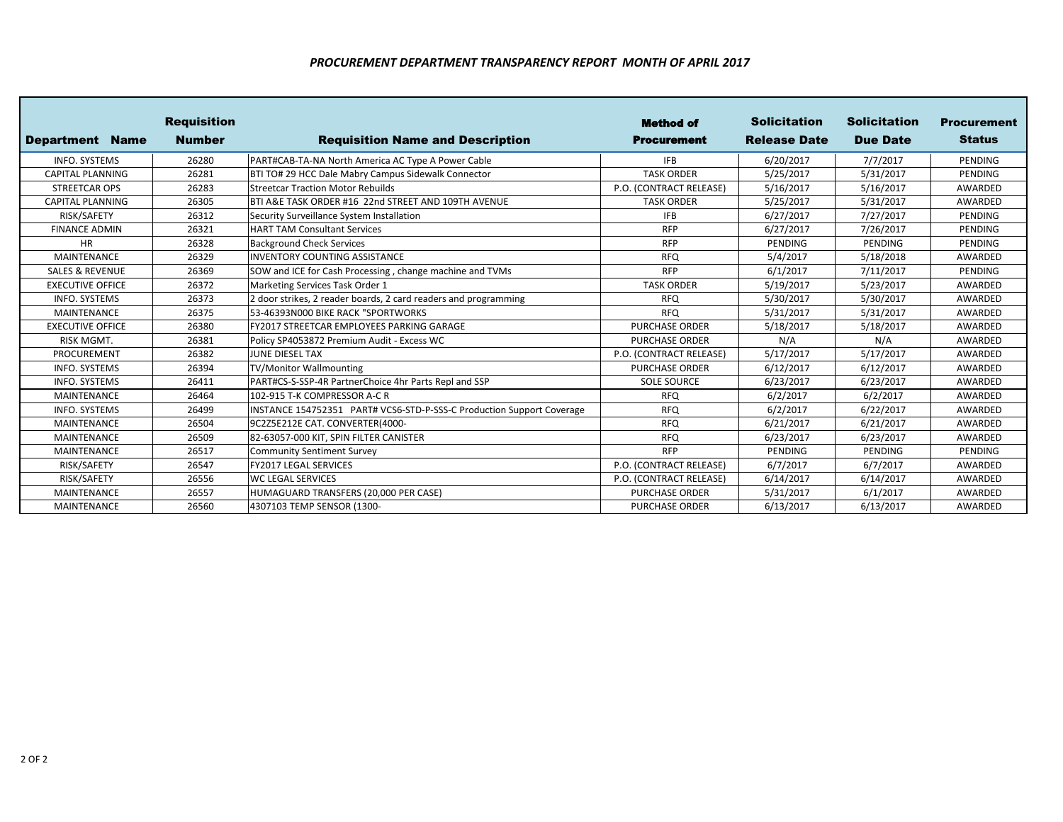*PROCUREMENT DEPARTMENT TRANSPARENCY REPORT MONTH OF APRIL 2017*

| Department Name | Requisition Number | Requisition Name and Description | Method of Procurement | Solicitation Release Date | Solicitation Due Date | Procurement Status |
|---|---|---|---|---|---|---|
| INFO. SYSTEMS | 26280 | PART#CAB-TA-NA North America AC Type A Power Cable | IFB | 6/20/2017 | 7/7/2017 | PENDING |
| CAPITAL PLANNING | 26281 | BTI TO# 29 HCC Dale Mabry Campus Sidewalk Connector | TASK ORDER | 5/25/2017 | 5/31/2017 | PENDING |
| STREETCAR OPS | 26283 | Streetcar Traction Motor Rebuilds | P.O. (CONTRACT RELEASE) | 5/16/2017 | 5/16/2017 | AWARDED |
| CAPITAL PLANNING | 26305 | BTI A&E TASK ORDER #16 22nd STREET AND 109TH AVENUE | TASK ORDER | 5/25/2017 | 5/31/2017 | AWARDED |
| RISK/SAFETY | 26312 | Security Surveillance System Installation | IFB | 6/27/2017 | 7/27/2017 | PENDING |
| FINANCE ADMIN | 26321 | HART TAM Consultant Services | RFP | 6/27/2017 | 7/26/2017 | PENDING |
| HR | 26328 | Background Check Services | RFP | PENDING | PENDING | PENDING |
| MAINTENANCE | 26329 | INVENTORY COUNTING ASSISTANCE | RFQ | 5/4/2017 | 5/18/2018 | AWARDED |
| SALES & REVENUE | 26369 | SOW and ICE for Cash Processing , change machine and TVMs | RFP | 6/1/2017 | 7/11/2017 | PENDING |
| EXECUTIVE OFFICE | 26372 | Marketing Services Task Order 1 | TASK ORDER | 5/19/2017 | 5/23/2017 | AWARDED |
| INFO. SYSTEMS | 26373 | 2 door strikes, 2 reader boards, 2 card readers and programming | RFQ | 5/30/2017 | 5/30/2017 | AWARDED |
| MAINTENANCE | 26375 | 53-46393N000 BIKE RACK "SPORTWORKS | RFQ | 5/31/2017 | 5/31/2017 | AWARDED |
| EXECUTIVE OFFICE | 26380 | FY2017 STREETCAR EMPLOYEES PARKING GARAGE | PURCHASE ORDER | 5/18/2017 | 5/18/2017 | AWARDED |
| RISK MGMT. | 26381 | Policy SP4053872 Premium Audit - Excess WC | PURCHASE ORDER | N/A | N/A | AWARDED |
| PROCUREMENT | 26382 | JUNE DIESEL TAX | P.O. (CONTRACT RELEASE) | 5/17/2017 | 5/17/2017 | AWARDED |
| INFO. SYSTEMS | 26394 | TV/Monitor Wallmounting | PURCHASE ORDER | 6/12/2017 | 6/12/2017 | AWARDED |
| INFO. SYSTEMS | 26411 | PART#CS-S-SSP-4R PartnerChoice 4hr Parts Repl and SSP | SOLE SOURCE | 6/23/2017 | 6/23/2017 | AWARDED |
| MAINTENANCE | 26464 | 102-915 T-K COMPRESSOR A-C R | RFQ | 6/2/2017 | 6/2/2017 | AWARDED |
| INFO. SYSTEMS | 26499 | INSTANCE 154752351 PART# VCS6-STD-P-SSS-C Production Support Coverage | RFQ | 6/2/2017 | 6/22/2017 | AWARDED |
| MAINTENANCE | 26504 | 9C2Z5E212E CAT. CONVERTER(4000- | RFQ | 6/21/2017 | 6/21/2017 | AWARDED |
| MAINTENANCE | 26509 | 82-63057-000 KIT, SPIN FILTER CANISTER | RFQ | 6/23/2017 | 6/23/2017 | AWARDED |
| MAINTENANCE | 26517 | Community Sentiment Survey | RFP | PENDING | PENDING | PENDING |
| RISK/SAFETY | 26547 | FY2017 LEGAL SERVICES | P.O. (CONTRACT RELEASE) | 6/7/2017 | 6/7/2017 | AWARDED |
| RISK/SAFETY | 26556 | WC LEGAL SERVICES | P.O. (CONTRACT RELEASE) | 6/14/2017 | 6/14/2017 | AWARDED |
| MAINTENANCE | 26557 | HUMAGUARD TRANSFERS (20,000 PER CASE) | PURCHASE ORDER | 5/31/2017 | 6/1/2017 | AWARDED |
| MAINTENANCE | 26560 | 4307103 TEMP SENSOR (1300- | PURCHASE ORDER | 6/13/2017 | 6/13/2017 | AWARDED |